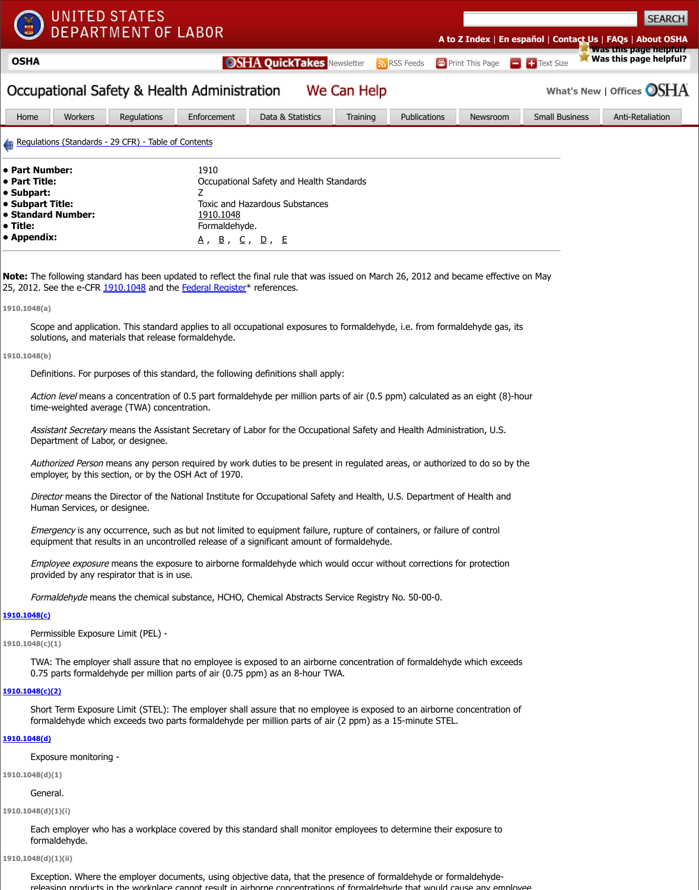Regulations (Standards - 29 CFR) - Table of Contents

- **Part Number:** 1910
- **Part Title:** Occupational Safety and Health Standards
- **Subpart:** Z
- **Subpart Title:** Toxic and Hazardous Substances
- **Standard Number:** 1910.1048
- **Title:** Formaldehyde.
- **Appendix:** A, B, C, D, E

**Note:** The following standard has been updated to reflect the final rule that was issued on March 26, 2012 and became effective on May 25, 2012. See the e-CFR 1910.1048 and the Federal Register* references.

1910.1048(a)

Scope and application. This standard applies to all occupational exposures to formaldehyde, i.e. from formaldehyde gas, its solutions, and materials that release formaldehyde.

1910.1048(b)

Definitions. For purposes of this standard, the following definitions shall apply:

*Action level* means a concentration of 0.5 part formaldehyde per million parts of air (0.5 ppm) calculated as an eight (8)-hour time-weighted average (TWA) concentration.

*Assistant Secretary* means the Assistant Secretary of Labor for the Occupational Safety and Health Administration, U.S. Department of Labor, or designee.

*Authorized Person* means any person required by work duties to be present in regulated areas, or authorized to do so by the employer, by this section, or by the OSH Act of 1970.

*Director* means the Director of the National Institute for Occupational Safety and Health, U.S. Department of Health and Human Services, or designee.

*Emergency* is any occurrence, such as but not limited to equipment failure, rupture of containers, or failure of control equipment that results in an uncontrolled release of a significant amount of formaldehyde.

*Employee exposure* means the exposure to airborne formaldehyde which would occur without corrections for protection provided by any respirator that is in use.

*Formaldehyde* means the chemical substance, HCHO, Chemical Abstracts Service Registry No. 50-00-0.

1910.1048(c)

Permissible Exposure Limit (PEL) -

1910.1048(c)(1)

TWA: The employer shall assure that no employee is exposed to an airborne concentration of formaldehyde which exceeds 0.75 parts formaldehyde per million parts of air (0.75 ppm) as an 8-hour TWA.

1910.1048(c)(2)

Short Term Exposure Limit (STEL): The employer shall assure that no employee is exposed to an airborne concentration of formaldehyde which exceeds two parts formaldehyde per million parts of air (2 ppm) as a 15-minute STEL.

1910.1048(d)

Exposure monitoring -

1910.1048(d)(1)

General.

1910.1048(d)(1)(i)

Each employer who has a workplace covered by this standard shall monitor employees to determine their exposure to formaldehyde.

1910.1048(d)(1)(ii)

Exception. Where the employer documents, using objective data, that the presence of formaldehyde or formaldehyde-releasing products in the workplace cannot result in airborne concentrations of formaldehyde that would cause any employee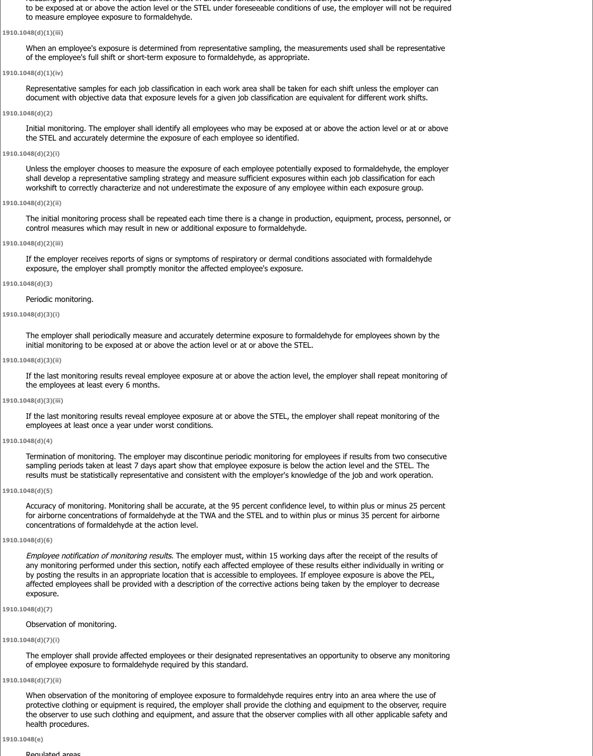releasing products in the workplace cannot result in airborne concentrations of formaldehyde that would cause any employee to be exposed at or above the action level or the STEL under foreseeable conditions of use, the employer will not be required to measure employee exposure to formaldehyde.

1910.1048(d)(1)(iii)

When an employee's exposure is determined from representative sampling, the measurements used shall be representative of the employee's full shift or short-term exposure to formaldehyde, as appropriate.

1910.1048(d)(1)(iv)

Representative samples for each job classification in each work area shall be taken for each shift unless the employer can document with objective data that exposure levels for a given job classification are equivalent for different work shifts.

1910.1048(d)(2)

Initial monitoring. The employer shall identify all employees who may be exposed at or above the action level or at or above the STEL and accurately determine the exposure of each employee so identified.

1910.1048(d)(2)(i)

Unless the employer chooses to measure the exposure of each employee potentially exposed to formaldehyde, the employer shall develop a representative sampling strategy and measure sufficient exposures within each job classification for each workshift to correctly characterize and not underestimate the exposure of any employee within each exposure group.

1910.1048(d)(2)(ii)

The initial monitoring process shall be repeated each time there is a change in production, equipment, process, personnel, or control measures which may result in new or additional exposure to formaldehyde.

1910.1048(d)(2)(iii)

If the employer receives reports of signs or symptoms of respiratory or dermal conditions associated with formaldehyde exposure, the employer shall promptly monitor the affected employee's exposure.

1910.1048(d)(3)

Periodic monitoring.

1910.1048(d)(3)(i)

The employer shall periodically measure and accurately determine exposure to formaldehyde for employees shown by the initial monitoring to be exposed at or above the action level or at or above the STEL.

1910.1048(d)(3)(ii)

If the last monitoring results reveal employee exposure at or above the action level, the employer shall repeat monitoring of the employees at least every 6 months.

1910.1048(d)(3)(iii)

If the last monitoring results reveal employee exposure at or above the STEL, the employer shall repeat monitoring of the employees at least once a year under worst conditions.

1910.1048(d)(4)

Termination of monitoring. The employer may discontinue periodic monitoring for employees if results from two consecutive sampling periods taken at least 7 days apart show that employee exposure is below the action level and the STEL. The results must be statistically representative and consistent with the employer's knowledge of the job and work operation.

1910.1048(d)(5)

Accuracy of monitoring. Monitoring shall be accurate, at the 95 percent confidence level, to within plus or minus 25 percent for airborne concentrations of formaldehyde at the TWA and the STEL and to within plus or minus 35 percent for airborne concentrations of formaldehyde at the action level.

1910.1048(d)(6)

*Employee notification of monitoring results.* The employer must, within 15 working days after the receipt of the results of any monitoring performed under this section, notify each affected employee of these results either individually in writing or by posting the results in an appropriate location that is accessible to employees. If employee exposure is above the PEL, affected employees shall be provided with a description of the corrective actions being taken by the employer to decrease exposure.

1910.1048(d)(7)

Observation of monitoring.

1910.1048(d)(7)(i)

The employer shall provide affected employees or their designated representatives an opportunity to observe any monitoring of employee exposure to formaldehyde required by this standard.

1910.1048(d)(7)(ii)

When observation of the monitoring of employee exposure to formaldehyde requires entry into an area where the use of protective clothing or equipment is required, the employer shall provide the clothing and equipment to the observer, require the observer to use such clothing and equipment, and assure that the observer complies with all other applicable safety and health procedures.

1910.1048(e)

Regulated areas.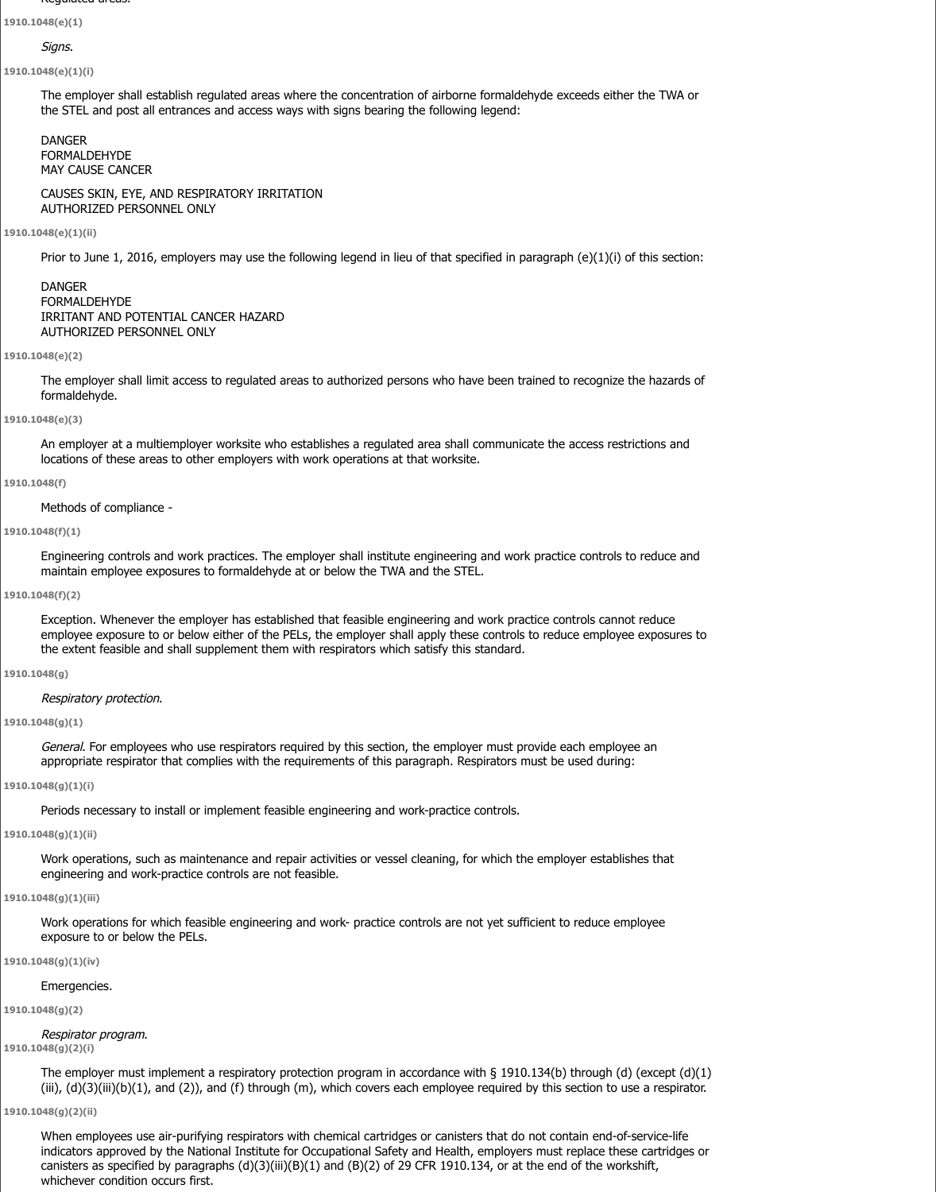**1910.1048(e)(1)**

*Signs*.

**1910.1048(e)(1)(i)**

The employer shall establish regulated areas where the concentration of airborne formaldehyde exceeds either the TWA or the STEL and post all entrances and access ways with signs bearing the following legend:

DANGER
FORMALDEHYDE
MAY CAUSE CANCER

CAUSES SKIN, EYE, AND RESPIRATORY IRRITATION
AUTHORIZED PERSONNEL ONLY

**1910.1048(e)(1)(ii)**

Prior to June 1, 2016, employers may use the following legend in lieu of that specified in paragraph (e)(1)(i) of this section:

DANGER
FORMALDEHYDE
IRRITANT AND POTENTIAL CANCER HAZARD
AUTHORIZED PERSONNEL ONLY

**1910.1048(e)(2)**

The employer shall limit access to regulated areas to authorized persons who have been trained to recognize the hazards of formaldehyde.

**1910.1048(e)(3)**

An employer at a multiemployer worksite who establishes a regulated area shall communicate the access restrictions and locations of these areas to other employers with work operations at that worksite.

**1910.1048(f)**

Methods of compliance -

**1910.1048(f)(1)**

Engineering controls and work practices. The employer shall institute engineering and work practice controls to reduce and maintain employee exposures to formaldehyde at or below the TWA and the STEL.

**1910.1048(f)(2)**

Exception. Whenever the employer has established that feasible engineering and work practice controls cannot reduce employee exposure to or below either of the PELs, the employer shall apply these controls to reduce employee exposures to the extent feasible and shall supplement them with respirators which satisfy this standard.

**1910.1048(g)**

*Respiratory protection*.

**1910.1048(g)(1)**

*General*. For employees who use respirators required by this section, the employer must provide each employee an appropriate respirator that complies with the requirements of this paragraph. Respirators must be used during:

**1910.1048(g)(1)(i)**

Periods necessary to install or implement feasible engineering and work-practice controls.

**1910.1048(g)(1)(ii)**

Work operations, such as maintenance and repair activities or vessel cleaning, for which the employer establishes that engineering and work-practice controls are not feasible.

**1910.1048(g)(1)(iii)**

Work operations for which feasible engineering and work- practice controls are not yet sufficient to reduce employee exposure to or below the PELs.

**1910.1048(g)(1)(iv)**

Emergencies.

**1910.1048(g)(2)**

*Respirator program*.

**1910.1048(g)(2)(i)**

The employer must implement a respiratory protection program in accordance with § 1910.134(b) through (d) (except (d)(1)(iii), (d)(3)(iii)(b)(1), and (2)), and (f) through (m), which covers each employee required by this section to use a respirator.

**1910.1048(g)(2)(ii)**

When employees use air-purifying respirators with chemical cartridges or canisters that do not contain end-of-service-life indicators approved by the National Institute for Occupational Safety and Health, employers must replace these cartridges or canisters as specified by paragraphs (d)(3)(iii)(B)(1) and (B)(2) of 29 CFR 1910.134, or at the end of the workshift, whichever condition occurs first.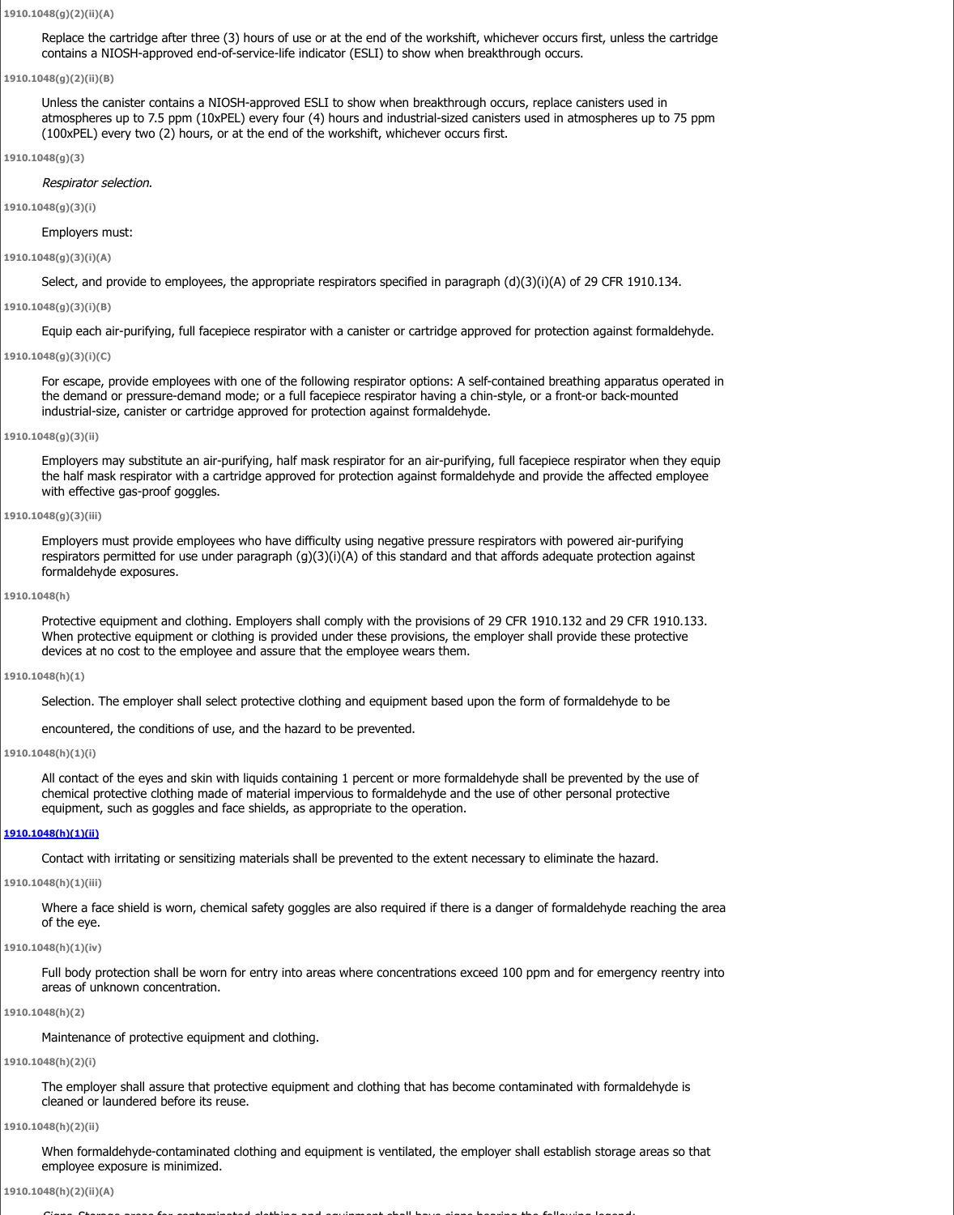**1910.1048(g)(2)(ii)(A)**

Replace the cartridge after three (3) hours of use or at the end of the workshift, whichever occurs first, unless the cartridge contains a NIOSH-approved end-of-service-life indicator (ESLI) to show when breakthrough occurs.

**1910.1048(g)(2)(ii)(B)**

Unless the canister contains a NIOSH-approved ESLI to show when breakthrough occurs, replace canisters used in atmospheres up to 7.5 ppm (10xPEL) every four (4) hours and industrial-sized canisters used in atmospheres up to 75 ppm (100xPEL) every two (2) hours, or at the end of the workshift, whichever occurs first.

**1910.1048(g)(3)**

*Respirator selection.*

**1910.1048(g)(3)(i)**

Employers must:

**1910.1048(g)(3)(i)(A)**

Select, and provide to employees, the appropriate respirators specified in paragraph (d)(3)(i)(A) of 29 CFR 1910.134.

**1910.1048(g)(3)(i)(B)**

Equip each air-purifying, full facepiece respirator with a canister or cartridge approved for protection against formaldehyde.

**1910.1048(g)(3)(i)(C)**

For escape, provide employees with one of the following respirator options: A self-contained breathing apparatus operated in the demand or pressure-demand mode; or a full facepiece respirator having a chin-style, or a front-or back-mounted industrial-size, canister or cartridge approved for protection against formaldehyde.

**1910.1048(g)(3)(ii)**

Employers may substitute an air-purifying, half mask respirator for an air-purifying, full facepiece respirator when they equip the half mask respirator with a cartridge approved for protection against formaldehyde and provide the affected employee with effective gas-proof goggles.

**1910.1048(g)(3)(iii)**

Employers must provide employees who have difficulty using negative pressure respirators with powered air-purifying respirators permitted for use under paragraph (g)(3)(i)(A) of this standard and that affords adequate protection against formaldehyde exposures.

**1910.1048(h)**

Protective equipment and clothing. Employers shall comply with the provisions of 29 CFR 1910.132 and 29 CFR 1910.133. When protective equipment or clothing is provided under these provisions, the employer shall provide these protective devices at no cost to the employee and assure that the employee wears them.

**1910.1048(h)(1)**

Selection. The employer shall select protective clothing and equipment based upon the form of formaldehyde to be encountered, the conditions of use, and the hazard to be prevented.

**1910.1048(h)(1)(i)**

All contact of the eyes and skin with liquids containing 1 percent or more formaldehyde shall be prevented by the use of chemical protective clothing made of material impervious to formaldehyde and the use of other personal protective equipment, such as goggles and face shields, as appropriate to the operation.

**1910.1048(h)(1)(ii)**

Contact with irritating or sensitizing materials shall be prevented to the extent necessary to eliminate the hazard.

**1910.1048(h)(1)(iii)**

Where a face shield is worn, chemical safety goggles are also required if there is a danger of formaldehyde reaching the area of the eye.

**1910.1048(h)(1)(iv)**

Full body protection shall be worn for entry into areas where concentrations exceed 100 ppm and for emergency reentry into areas of unknown concentration.

**1910.1048(h)(2)**

Maintenance of protective equipment and clothing.

**1910.1048(h)(2)(i)**

The employer shall assure that protective equipment and clothing that has become contaminated with formaldehyde is cleaned or laundered before its reuse.

**1910.1048(h)(2)(ii)**

When formaldehyde-contaminated clothing and equipment is ventilated, the employer shall establish storage areas so that employee exposure is minimized.

**1910.1048(h)(2)(ii)(A)**

Signs. Storage areas for contaminated clothing and equipment shall have signs bearing the following legend: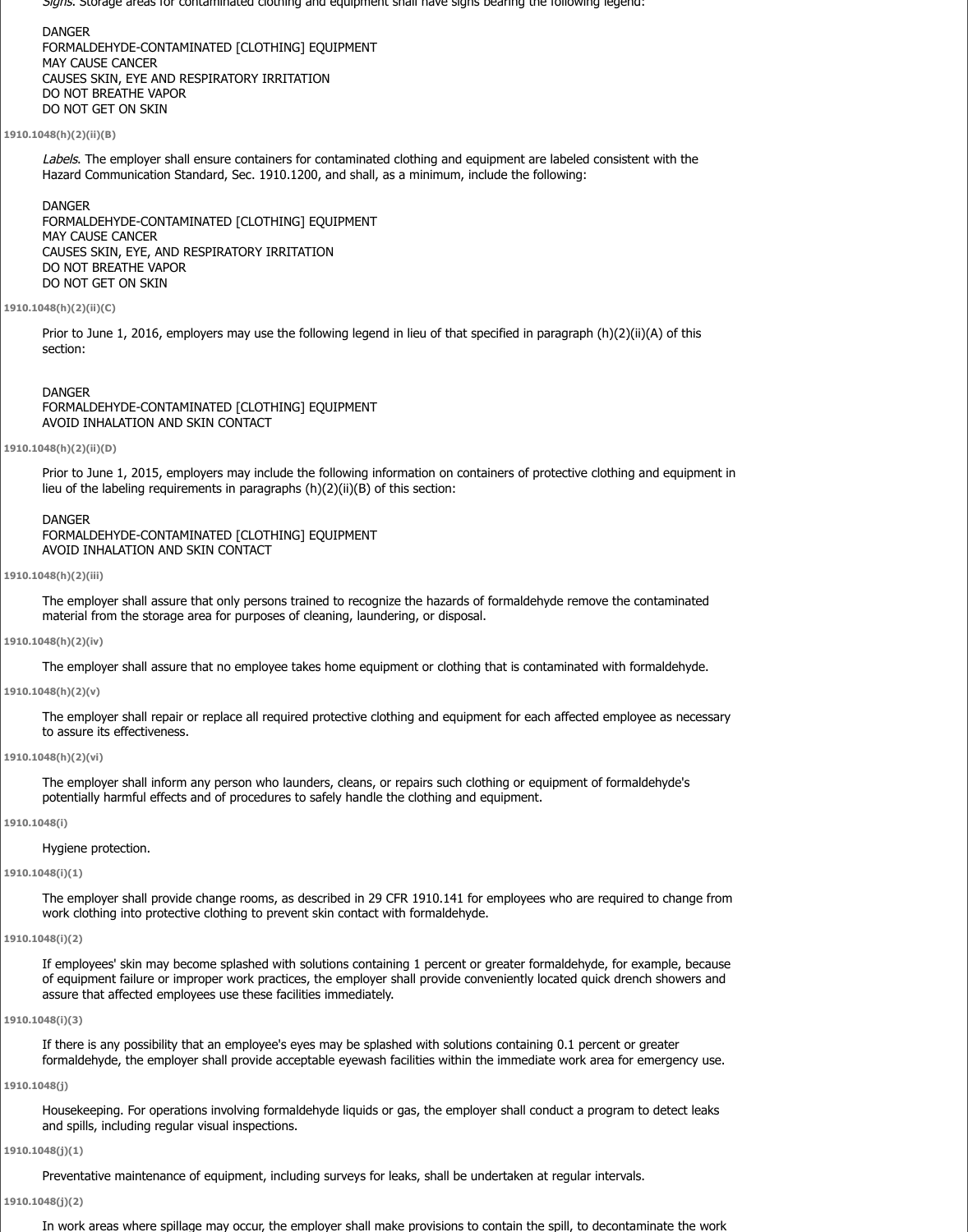*Signs*. Storage areas for contaminated clothing and equipment shall have signs bearing the following legend:

DANGER
FORMALDEHYDE-CONTAMINATED [CLOTHING] EQUIPMENT
MAY CAUSE CANCER
CAUSES SKIN, EYE AND RESPIRATORY IRRITATION
DO NOT BREATHE VAPOR
DO NOT GET ON SKIN

**1910.1048(h)(2)(ii)(B)**

*Labels*. The employer shall ensure containers for contaminated clothing and equipment are labeled consistent with the Hazard Communication Standard, Sec. 1910.1200, and shall, as a minimum, include the following:

DANGER
FORMALDEHYDE-CONTAMINATED [CLOTHING] EQUIPMENT
MAY CAUSE CANCER
CAUSES SKIN, EYE, AND RESPIRATORY IRRITATION
DO NOT BREATHE VAPOR
DO NOT GET ON SKIN

**1910.1048(h)(2)(ii)(C)**

Prior to June 1, 2016, employers may use the following legend in lieu of that specified in paragraph (h)(2)(ii)(A) of this section:

DANGER
FORMALDEHYDE-CONTAMINATED [CLOTHING] EQUIPMENT
AVOID INHALATION AND SKIN CONTACT

**1910.1048(h)(2)(ii)(D)**

Prior to June 1, 2015, employers may include the following information on containers of protective clothing and equipment in lieu of the labeling requirements in paragraphs (h)(2)(ii)(B) of this section:

DANGER
FORMALDEHYDE-CONTAMINATED [CLOTHING] EQUIPMENT
AVOID INHALATION AND SKIN CONTACT

**1910.1048(h)(2)(iii)**

The employer shall assure that only persons trained to recognize the hazards of formaldehyde remove the contaminated material from the storage area for purposes of cleaning, laundering, or disposal.

**1910.1048(h)(2)(iv)**

The employer shall assure that no employee takes home equipment or clothing that is contaminated with formaldehyde.

**1910.1048(h)(2)(v)**

The employer shall repair or replace all required protective clothing and equipment for each affected employee as necessary to assure its effectiveness.

**1910.1048(h)(2)(vi)**

The employer shall inform any person who launders, cleans, or repairs such clothing or equipment of formaldehyde's potentially harmful effects and of procedures to safely handle the clothing and equipment.

**1910.1048(i)**

Hygiene protection.

**1910.1048(i)(1)**

The employer shall provide change rooms, as described in 29 CFR 1910.141 for employees who are required to change from work clothing into protective clothing to prevent skin contact with formaldehyde.

**1910.1048(i)(2)**

If employees' skin may become splashed with solutions containing 1 percent or greater formaldehyde, for example, because of equipment failure or improper work practices, the employer shall provide conveniently located quick drench showers and assure that affected employees use these facilities immediately.

**1910.1048(i)(3)**

If there is any possibility that an employee's eyes may be splashed with solutions containing 0.1 percent or greater formaldehyde, the employer shall provide acceptable eyewash facilities within the immediate work area for emergency use.

**1910.1048(j)**

Housekeeping. For operations involving formaldehyde liquids or gas, the employer shall conduct a program to detect leaks and spills, including regular visual inspections.

**1910.1048(j)(1)**

Preventative maintenance of equipment, including surveys for leaks, shall be undertaken at regular intervals.

**1910.1048(j)(2)**

In work areas where spillage may occur, the employer shall make provisions to contain the spill, to decontaminate the work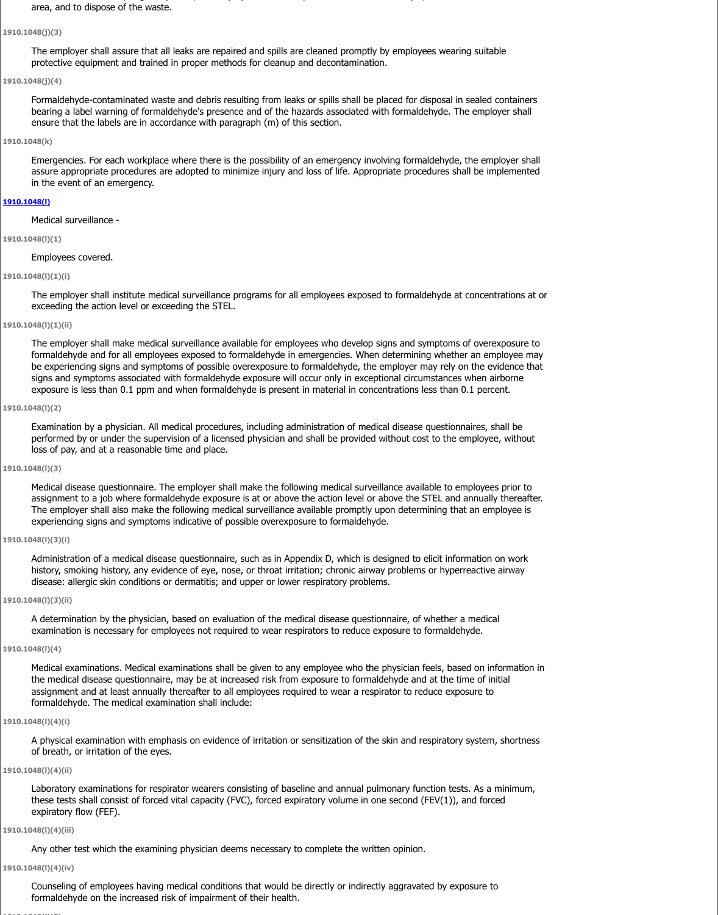area, and to dispose of the waste.

**1910.1048(j)(3)**

The employer shall assure that all leaks are repaired and spills are cleaned promptly by employees wearing suitable protective equipment and trained in proper methods for cleanup and decontamination.

**1910.1048(j)(4)**

Formaldehyde-contaminated waste and debris resulting from leaks or spills shall be placed for disposal in sealed containers bearing a label warning of formaldehyde's presence and of the hazards associated with formaldehyde. The employer shall ensure that the labels are in accordance with paragraph (m) of this section.

**1910.1048(k)**

Emergencies. For each workplace where there is the possibility of an emergency involving formaldehyde, the employer shall assure appropriate procedures are adopted to minimize injury and loss of life. Appropriate procedures shall be implemented in the event of an emergency.

**1910.1048(l)**

Medical surveillance -

**1910.1048(l)(1)**

Employees covered.

**1910.1048(l)(1)(i)**

The employer shall institute medical surveillance programs for all employees exposed to formaldehyde at concentrations at or exceeding the action level or exceeding the STEL.

**1910.1048(l)(1)(ii)**

The employer shall make medical surveillance available for employees who develop signs and symptoms of overexposure to formaldehyde and for all employees exposed to formaldehyde in emergencies. When determining whether an employee may be experiencing signs and symptoms of possible overexposure to formaldehyde, the employer may rely on the evidence that signs and symptoms associated with formaldehyde exposure will occur only in exceptional circumstances when airborne exposure is less than 0.1 ppm and when formaldehyde is present in material in concentrations less than 0.1 percent.

**1910.1048(l)(2)**

Examination by a physician. All medical procedures, including administration of medical disease questionnaires, shall be performed by or under the supervision of a licensed physician and shall be provided without cost to the employee, without loss of pay, and at a reasonable time and place.

**1910.1048(l)(3)**

Medical disease questionnaire. The employer shall make the following medical surveillance available to employees prior to assignment to a job where formaldehyde exposure is at or above the action level or above the STEL and annually thereafter. The employer shall also make the following medical surveillance available promptly upon determining that an employee is experiencing signs and symptoms indicative of possible overexposure to formaldehyde.

**1910.1048(l)(3)(i)**

Administration of a medical disease questionnaire, such as in Appendix D, which is designed to elicit information on work history, smoking history, any evidence of eye, nose, or throat irritation; chronic airway problems or hyperreactive airway disease: allergic skin conditions or dermatitis; and upper or lower respiratory problems.

**1910.1048(l)(3)(ii)**

A determination by the physician, based on evaluation of the medical disease questionnaire, of whether a medical examination is necessary for employees not required to wear respirators to reduce exposure to formaldehyde.

**1910.1048(l)(4)**

Medical examinations. Medical examinations shall be given to any employee who the physician feels, based on information in the medical disease questionnaire, may be at increased risk from exposure to formaldehyde and at the time of initial assignment and at least annually thereafter to all employees required to wear a respirator to reduce exposure to formaldehyde. The medical examination shall include:

**1910.1048(l)(4)(i)**

A physical examination with emphasis on evidence of irritation or sensitization of the skin and respiratory system, shortness of breath, or irritation of the eyes.

**1910.1048(l)(4)(ii)**

Laboratory examinations for respirator wearers consisting of baseline and annual pulmonary function tests. As a minimum, these tests shall consist of forced vital capacity (FVC), forced expiratory volume in one second (FEV(1)), and forced expiratory flow (FEF).

**1910.1048(l)(4)(iii)**

Any other test which the examining physician deems necessary to complete the written opinion.

**1910.1048(l)(4)(iv)**

Counseling of employees having medical conditions that would be directly or indirectly aggravated by exposure to formaldehyde on the increased risk of impairment of their health.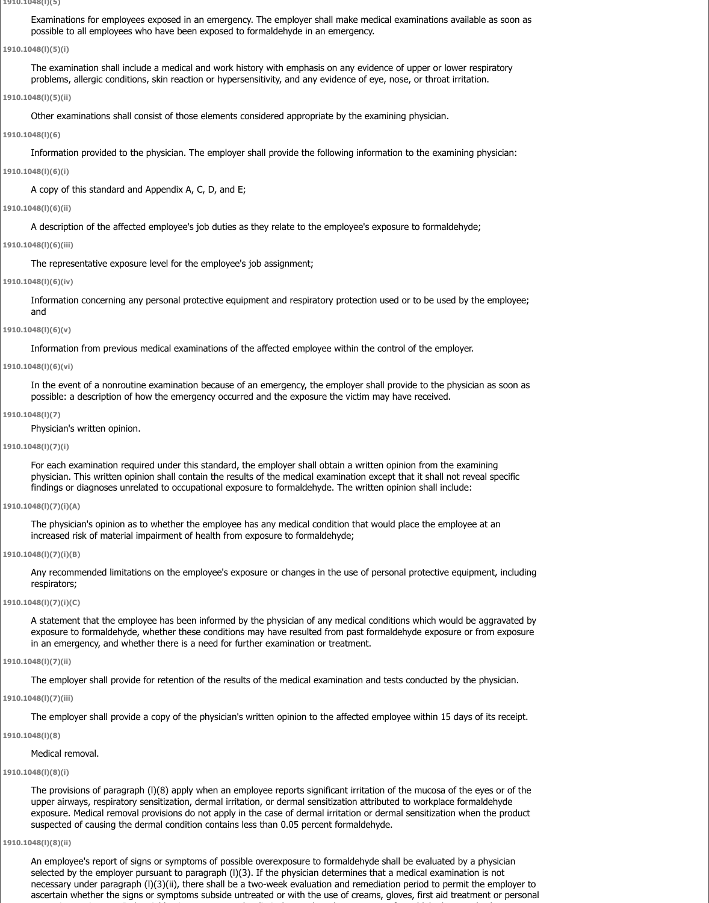1910.1048(l)(5)

Examinations for employees exposed in an emergency. The employer shall make medical examinations available as soon as possible to all employees who have been exposed to formaldehyde in an emergency.

1910.1048(l)(5)(i)

The examination shall include a medical and work history with emphasis on any evidence of upper or lower respiratory problems, allergic conditions, skin reaction or hypersensitivity, and any evidence of eye, nose, or throat irritation.

1910.1048(l)(5)(ii)

Other examinations shall consist of those elements considered appropriate by the examining physician.

1910.1048(l)(6)

Information provided to the physician. The employer shall provide the following information to the examining physician:

1910.1048(l)(6)(i)

A copy of this standard and Appendix A, C, D, and E;

1910.1048(l)(6)(ii)

A description of the affected employee's job duties as they relate to the employee's exposure to formaldehyde;

1910.1048(l)(6)(iii)

The representative exposure level for the employee's job assignment;

1910.1048(l)(6)(iv)

Information concerning any personal protective equipment and respiratory protection used or to be used by the employee; and

1910.1048(l)(6)(v)

Information from previous medical examinations of the affected employee within the control of the employer.

1910.1048(l)(6)(vi)

In the event of a nonroutine examination because of an emergency, the employer shall provide to the physician as soon as possible: a description of how the emergency occurred and the exposure the victim may have received.

1910.1048(l)(7)

Physician's written opinion.

1910.1048(l)(7)(i)

For each examination required under this standard, the employer shall obtain a written opinion from the examining physician. This written opinion shall contain the results of the medical examination except that it shall not reveal specific findings or diagnoses unrelated to occupational exposure to formaldehyde. The written opinion shall include:

1910.1048(l)(7)(i)(A)

The physician's opinion as to whether the employee has any medical condition that would place the employee at an increased risk of material impairment of health from exposure to formaldehyde;

1910.1048(l)(7)(i)(B)

Any recommended limitations on the employee's exposure or changes in the use of personal protective equipment, including respirators;

1910.1048(l)(7)(i)(C)

A statement that the employee has been informed by the physician of any medical conditions which would be aggravated by exposure to formaldehyde, whether these conditions may have resulted from past formaldehyde exposure or from exposure in an emergency, and whether there is a need for further examination or treatment.

1910.1048(l)(7)(ii)

The employer shall provide for retention of the results of the medical examination and tests conducted by the physician.

1910.1048(l)(7)(iii)

The employer shall provide a copy of the physician's written opinion to the affected employee within 15 days of its receipt.

1910.1048(l)(8)

Medical removal.

1910.1048(l)(8)(i)

The provisions of paragraph (l)(8) apply when an employee reports significant irritation of the mucosa of the eyes or of the upper airways, respiratory sensitization, dermal irritation, or dermal sensitization attributed to workplace formaldehyde exposure. Medical removal provisions do not apply in the case of dermal irritation or dermal sensitization when the product suspected of causing the dermal condition contains less than 0.05 percent formaldehyde.

1910.1048(l)(8)(ii)

An employee's report of signs or symptoms of possible overexposure to formaldehyde shall be evaluated by a physician selected by the employer pursuant to paragraph (l)(3). If the physician determines that a medical examination is not necessary under paragraph (l)(3)(ii), there shall be a two-week evaluation and remediation period to permit the employer to ascertain whether the signs or symptoms subside untreated or with the use of creams, gloves, first aid treatment or personal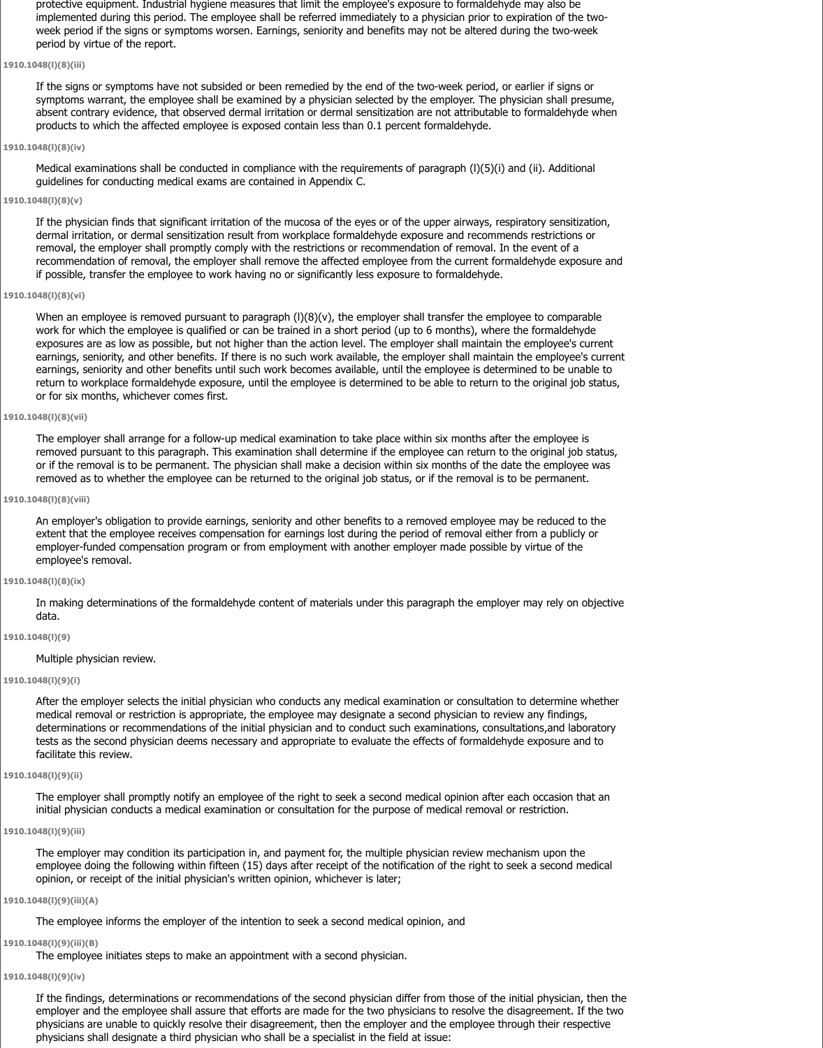protective equipment. Industrial hygiene measures that limit the employee's exposure to formaldehyde may also be implemented during this period. The employee shall be referred immediately to a physician prior to expiration of the two-week period if the signs or symptoms worsen. Earnings, seniority and benefits may not be altered during the two-week period by virtue of the report.

**1910.1048(l)(8)(iii)**

If the signs or symptoms have not subsided or been remedied by the end of the two-week period, or earlier if signs or symptoms warrant, the employee shall be examined by a physician selected by the employer. The physician shall presume, absent contrary evidence, that observed dermal irritation or dermal sensitization are not attributable to formaldehyde when products to which the affected employee is exposed contain less than 0.1 percent formaldehyde.

**1910.1048(l)(8)(iv)**

Medical examinations shall be conducted in compliance with the requirements of paragraph (l)(5)(i) and (ii). Additional guidelines for conducting medical exams are contained in Appendix C.

**1910.1048(l)(8)(v)**

If the physician finds that significant irritation of the mucosa of the eyes or of the upper airways, respiratory sensitization, dermal irritation, or dermal sensitization result from workplace formaldehyde exposure and recommends restrictions or removal, the employer shall promptly comply with the restrictions or recommendation of removal. In the event of a recommendation of removal, the employer shall remove the affected employee from the current formaldehyde exposure and if possible, transfer the employee to work having no or significantly less exposure to formaldehyde.

**1910.1048(l)(8)(vi)**

When an employee is removed pursuant to paragraph (l)(8)(v), the employer shall transfer the employee to comparable work for which the employee is qualified or can be trained in a short period (up to 6 months), where the formaldehyde exposures are as low as possible, but not higher than the action level. The employer shall maintain the employee's current earnings, seniority, and other benefits. If there is no such work available, the employer shall maintain the employee's current earnings, seniority and other benefits until such work becomes available, until the employee is determined to be unable to return to workplace formaldehyde exposure, until the employee is determined to be able to return to the original job status, or for six months, whichever comes first.

**1910.1048(l)(8)(vii)**

The employer shall arrange for a follow-up medical examination to take place within six months after the employee is removed pursuant to this paragraph. This examination shall determine if the employee can return to the original job status, or if the removal is to be permanent. The physician shall make a decision within six months of the date the employee was removed as to whether the employee can be returned to the original job status, or if the removal is to be permanent.

**1910.1048(l)(8)(viii)**

An employer's obligation to provide earnings, seniority and other benefits to a removed employee may be reduced to the extent that the employee receives compensation for earnings lost during the period of removal either from a publicly or employer-funded compensation program or from employment with another employer made possible by virtue of the employee's removal.

**1910.1048(l)(8)(ix)**

In making determinations of the formaldehyde content of materials under this paragraph the employer may rely on objective data.

**1910.1048(l)(9)**

Multiple physician review.

**1910.1048(l)(9)(i)**

After the employer selects the initial physician who conducts any medical examination or consultation to determine whether medical removal or restriction is appropriate, the employee may designate a second physician to review any findings, determinations or recommendations of the initial physician and to conduct such examinations, consultations,and laboratory tests as the second physician deems necessary and appropriate to evaluate the effects of formaldehyde exposure and to facilitate this review.

**1910.1048(l)(9)(ii)**

The employer shall promptly notify an employee of the right to seek a second medical opinion after each occasion that an initial physician conducts a medical examination or consultation for the purpose of medical removal or restriction.

**1910.1048(l)(9)(iii)**

The employer may condition its participation in, and payment for, the multiple physician review mechanism upon the employee doing the following within fifteen (15) days after receipt of the notification of the right to seek a second medical opinion, or receipt of the initial physician's written opinion, whichever is later;

**1910.1048(l)(9)(iii)(A)**

The employee informs the employer of the intention to seek a second medical opinion, and

**1910.1048(l)(9)(iii)(B)**

The employee initiates steps to make an appointment with a second physician.

**1910.1048(l)(9)(iv)**

If the findings, determinations or recommendations of the second physician differ from those of the initial physician, then the employer and the employee shall assure that efforts are made for the two physicians to resolve the disagreement. If the two physicians are unable to quickly resolve their disagreement, then the employer and the employee through their respective physicians shall designate a third physician who shall be a specialist in the field at issue: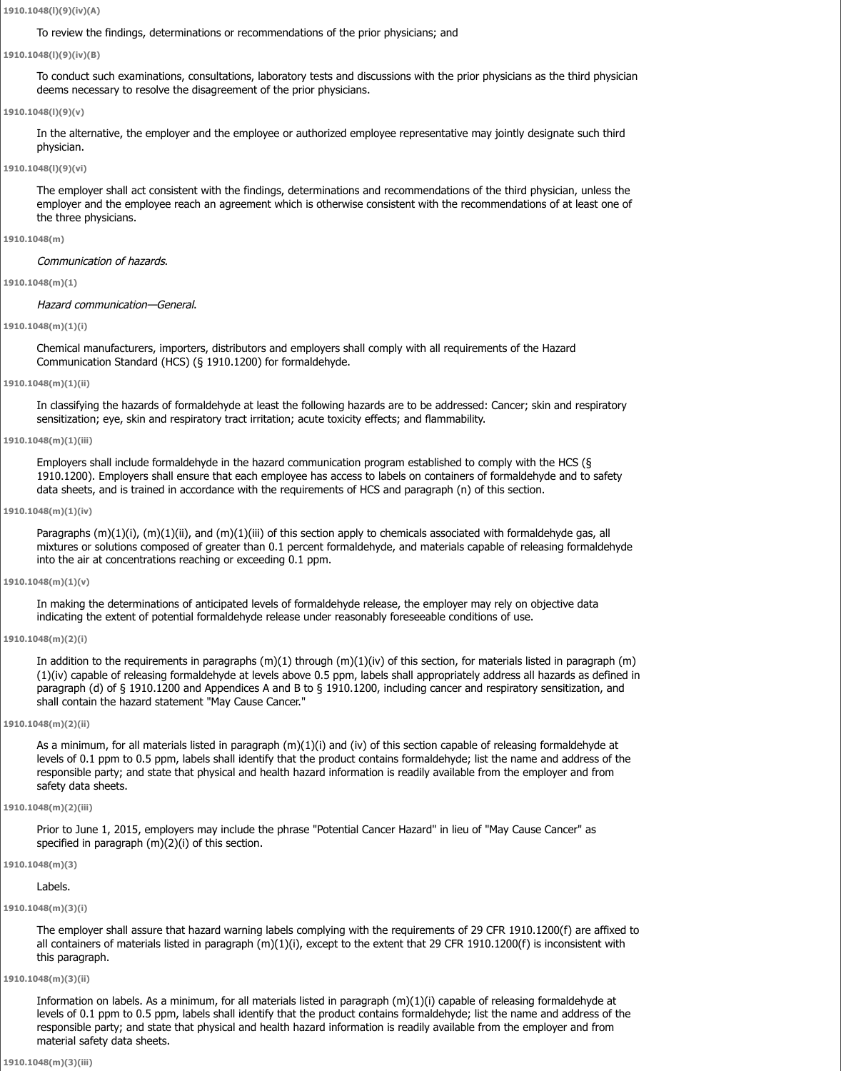**1910.1048(l)(9)(iv)(A)**

To review the findings, determinations or recommendations of the prior physicians; and

**1910.1048(l)(9)(iv)(B)**

To conduct such examinations, consultations, laboratory tests and discussions with the prior physicians as the third physician deems necessary to resolve the disagreement of the prior physicians.

**1910.1048(l)(9)(v)**

In the alternative, the employer and the employee or authorized employee representative may jointly designate such third physician.

**1910.1048(l)(9)(vi)**

The employer shall act consistent with the findings, determinations and recommendations of the third physician, unless the employer and the employee reach an agreement which is otherwise consistent with the recommendations of at least one of the three physicians.

**1910.1048(m)**

*Communication of hazards.*

**1910.1048(m)(1)**

*Hazard communication—General.*

**1910.1048(m)(1)(i)**

Chemical manufacturers, importers, distributors and employers shall comply with all requirements of the Hazard Communication Standard (HCS) (§ 1910.1200) for formaldehyde.

**1910.1048(m)(1)(ii)**

In classifying the hazards of formaldehyde at least the following hazards are to be addressed: Cancer; skin and respiratory sensitization; eye, skin and respiratory tract irritation; acute toxicity effects; and flammability.

**1910.1048(m)(1)(iii)**

Employers shall include formaldehyde in the hazard communication program established to comply with the HCS (§ 1910.1200). Employers shall ensure that each employee has access to labels on containers of formaldehyde and to safety data sheets, and is trained in accordance with the requirements of HCS and paragraph (n) of this section.

**1910.1048(m)(1)(iv)**

Paragraphs (m)(1)(i), (m)(1)(ii), and (m)(1)(iii) of this section apply to chemicals associated with formaldehyde gas, all mixtures or solutions composed of greater than 0.1 percent formaldehyde, and materials capable of releasing formaldehyde into the air at concentrations reaching or exceeding 0.1 ppm.

**1910.1048(m)(1)(v)**

In making the determinations of anticipated levels of formaldehyde release, the employer may rely on objective data indicating the extent of potential formaldehyde release under reasonably foreseeable conditions of use.

**1910.1048(m)(2)(i)**

In addition to the requirements in paragraphs (m)(1) through (m)(1)(iv) of this section, for materials listed in paragraph (m)(1)(iv) capable of releasing formaldehyde at levels above 0.5 ppm, labels shall appropriately address all hazards as defined in paragraph (d) of § 1910.1200 and Appendices A and B to § 1910.1200, including cancer and respiratory sensitization, and shall contain the hazard statement "May Cause Cancer."

**1910.1048(m)(2)(ii)**

As a minimum, for all materials listed in paragraph (m)(1)(i) and (iv) of this section capable of releasing formaldehyde at levels of 0.1 ppm to 0.5 ppm, labels shall identify that the product contains formaldehyde; list the name and address of the responsible party; and state that physical and health hazard information is readily available from the employer and from safety data sheets.

**1910.1048(m)(2)(iii)**

Prior to June 1, 2015, employers may include the phrase "Potential Cancer Hazard" in lieu of "May Cause Cancer" as specified in paragraph (m)(2)(i) of this section.

**1910.1048(m)(3)**

Labels.

**1910.1048(m)(3)(i)**

The employer shall assure that hazard warning labels complying with the requirements of 29 CFR 1910.1200(f) are affixed to all containers of materials listed in paragraph (m)(1)(i), except to the extent that 29 CFR 1910.1200(f) is inconsistent with this paragraph.

**1910.1048(m)(3)(ii)**

Information on labels. As a minimum, for all materials listed in paragraph (m)(1)(i) capable of releasing formaldehyde at levels of 0.1 ppm to 0.5 ppm, labels shall identify that the product contains formaldehyde; list the name and address of the responsible party; and state that physical and health hazard information is readily available from the employer and from material safety data sheets.

**1910.1048(m)(3)(iii)**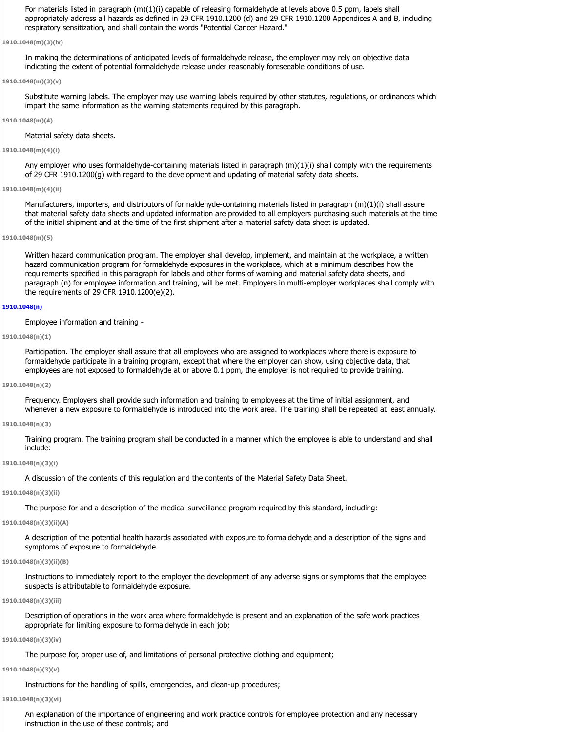For materials listed in paragraph (m)(1)(i) capable of releasing formaldehyde at levels above 0.5 ppm, labels shall appropriately address all hazards as defined in 29 CFR 1910.1200 (d) and 29 CFR 1910.1200 Appendices A and B, including respiratory sensitization, and shall contain the words "Potential Cancer Hazard."

1910.1048(m)(3)(iv)

In making the determinations of anticipated levels of formaldehyde release, the employer may rely on objective data indicating the extent of potential formaldehyde release under reasonably foreseeable conditions of use.

1910.1048(m)(3)(v)

Substitute warning labels. The employer may use warning labels required by other statutes, regulations, or ordinances which impart the same information as the warning statements required by this paragraph.

1910.1048(m)(4)

Material safety data sheets.

1910.1048(m)(4)(i)

Any employer who uses formaldehyde-containing materials listed in paragraph (m)(1)(i) shall comply with the requirements of 29 CFR 1910.1200(g) with regard to the development and updating of material safety data sheets.

1910.1048(m)(4)(ii)

Manufacturers, importers, and distributors of formaldehyde-containing materials listed in paragraph (m)(1)(i) shall assure that material safety data sheets and updated information are provided to all employers purchasing such materials at the time of the initial shipment and at the time of the first shipment after a material safety data sheet is updated.

1910.1048(m)(5)

Written hazard communication program. The employer shall develop, implement, and maintain at the workplace, a written hazard communication program for formaldehyde exposures in the workplace, which at a minimum describes how the requirements specified in this paragraph for labels and other forms of warning and material safety data sheets, and paragraph (n) for employee information and training, will be met. Employers in multi-employer workplaces shall comply with the requirements of 29 CFR 1910.1200(e)(2).

1910.1048(n)

Employee information and training -

1910.1048(n)(1)

Participation. The employer shall assure that all employees who are assigned to workplaces where there is exposure to formaldehyde participate in a training program, except that where the employer can show, using objective data, that employees are not exposed to formaldehyde at or above 0.1 ppm, the employer is not required to provide training.

1910.1048(n)(2)

Frequency. Employers shall provide such information and training to employees at the time of initial assignment, and whenever a new exposure to formaldehyde is introduced into the work area. The training shall be repeated at least annually.

1910.1048(n)(3)

Training program. The training program shall be conducted in a manner which the employee is able to understand and shall include:

1910.1048(n)(3)(i)

A discussion of the contents of this regulation and the contents of the Material Safety Data Sheet.

1910.1048(n)(3)(ii)

The purpose for and a description of the medical surveillance program required by this standard, including:

1910.1048(n)(3)(ii)(A)

A description of the potential health hazards associated with exposure to formaldehyde and a description of the signs and symptoms of exposure to formaldehyde.

1910.1048(n)(3)(ii)(B)

Instructions to immediately report to the employer the development of any adverse signs or symptoms that the employee suspects is attributable to formaldehyde exposure.

1910.1048(n)(3)(iii)

Description of operations in the work area where formaldehyde is present and an explanation of the safe work practices appropriate for limiting exposure to formaldehyde in each job;

1910.1048(n)(3)(iv)

The purpose for, proper use of, and limitations of personal protective clothing and equipment;

1910.1048(n)(3)(v)

Instructions for the handling of spills, emergencies, and clean-up procedures;

1910.1048(n)(3)(vi)

An explanation of the importance of engineering and work practice controls for employee protection and any necessary instruction in the use of these controls; and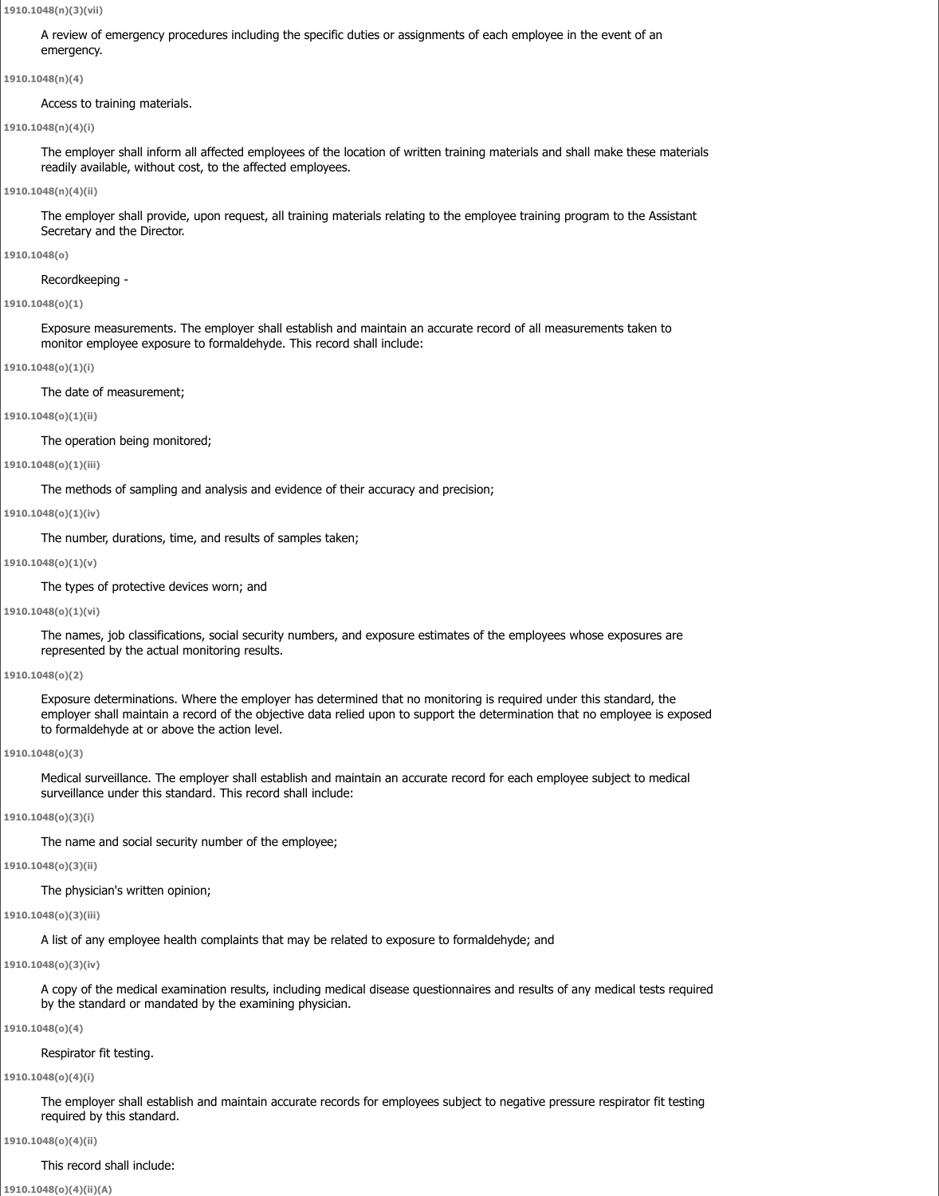**1910.1048(n)(3)(vii)**

A review of emergency procedures including the specific duties or assignments of each employee in the event of an emergency.

**1910.1048(n)(4)**

Access to training materials.

**1910.1048(n)(4)(i)**

The employer shall inform all affected employees of the location of written training materials and shall make these materials readily available, without cost, to the affected employees.

**1910.1048(n)(4)(ii)**

The employer shall provide, upon request, all training materials relating to the employee training program to the Assistant Secretary and the Director.

**1910.1048(o)**

Recordkeeping -

**1910.1048(o)(1)**

Exposure measurements. The employer shall establish and maintain an accurate record of all measurements taken to monitor employee exposure to formaldehyde. This record shall include:

**1910.1048(o)(1)(i)**

The date of measurement;

**1910.1048(o)(1)(ii)**

The operation being monitored;

**1910.1048(o)(1)(iii)**

The methods of sampling and analysis and evidence of their accuracy and precision;

**1910.1048(o)(1)(iv)**

The number, durations, time, and results of samples taken;

**1910.1048(o)(1)(v)**

The types of protective devices worn; and

**1910.1048(o)(1)(vi)**

The names, job classifications, social security numbers, and exposure estimates of the employees whose exposures are represented by the actual monitoring results.

**1910.1048(o)(2)**

Exposure determinations. Where the employer has determined that no monitoring is required under this standard, the employer shall maintain a record of the objective data relied upon to support the determination that no employee is exposed to formaldehyde at or above the action level.

**1910.1048(o)(3)**

Medical surveillance. The employer shall establish and maintain an accurate record for each employee subject to medical surveillance under this standard. This record shall include:

**1910.1048(o)(3)(i)**

The name and social security number of the employee;

**1910.1048(o)(3)(ii)**

The physician's written opinion;

**1910.1048(o)(3)(iii)**

A list of any employee health complaints that may be related to exposure to formaldehyde; and

**1910.1048(o)(3)(iv)**

A copy of the medical examination results, including medical disease questionnaires and results of any medical tests required by the standard or mandated by the examining physician.

**1910.1048(o)(4)**

Respirator fit testing.

**1910.1048(o)(4)(i)**

The employer shall establish and maintain accurate records for employees subject to negative pressure respirator fit testing required by this standard.

**1910.1048(o)(4)(ii)**

This record shall include:

**1910.1048(o)(4)(ii)(A)**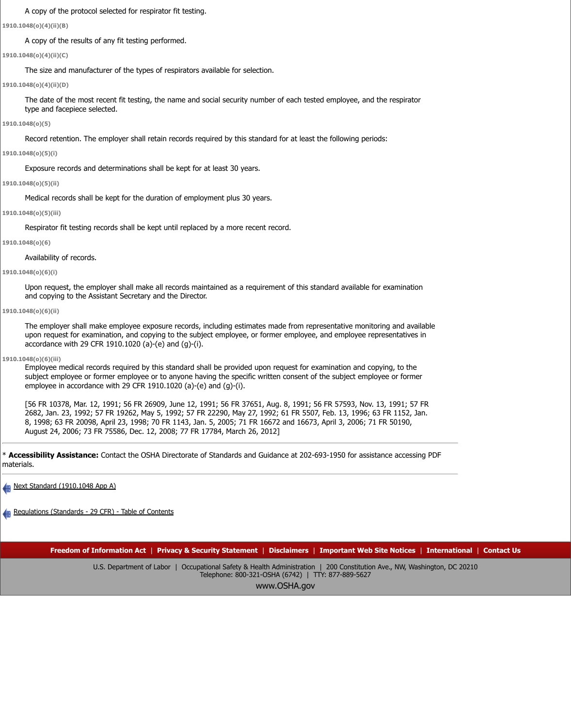A copy of the protocol selected for respirator fit testing.

1910.1048(o)(4)(ii)(B)

A copy of the results of any fit testing performed.

1910.1048(o)(4)(ii)(C)

The size and manufacturer of the types of respirators available for selection.

1910.1048(o)(4)(ii)(D)

The date of the most recent fit testing, the name and social security number of each tested employee, and the respirator type and facepiece selected.

1910.1048(o)(5)

Record retention. The employer shall retain records required by this standard for at least the following periods:

1910.1048(o)(5)(i)

Exposure records and determinations shall be kept for at least 30 years.

1910.1048(o)(5)(ii)

Medical records shall be kept for the duration of employment plus 30 years.

1910.1048(o)(5)(iii)

Respirator fit testing records shall be kept until replaced by a more recent record.

1910.1048(o)(6)

Availability of records.

1910.1048(o)(6)(i)

Upon request, the employer shall make all records maintained as a requirement of this standard available for examination and copying to the Assistant Secretary and the Director.

1910.1048(o)(6)(ii)

The employer shall make employee exposure records, including estimates made from representative monitoring and available upon request for examination, and copying to the subject employee, or former employee, and employee representatives in accordance with 29 CFR 1910.1020 (a)-(e) and (g)-(i).

1910.1048(o)(6)(iii)

Employee medical records required by this standard shall be provided upon request for examination and copying, to the subject employee or former employee or to anyone having the specific written consent of the subject employee or former employee in accordance with 29 CFR 1910.1020 (a)-(e) and (g)-(i).

[56 FR 10378, Mar. 12, 1991; 56 FR 26909, June 12, 1991; 56 FR 37651, Aug. 8, 1991; 56 FR 57593, Nov. 13, 1991; 57 FR 2682, Jan. 23, 1992; 57 FR 19262, May 5, 1992; 57 FR 22290, May 27, 1992; 61 FR 5507, Feb. 13, 1996; 63 FR 1152, Jan. 8, 1998; 63 FR 20098, April 23, 1998; 70 FR 1143, Jan. 5, 2005; 71 FR 16672 and 16673, April 3, 2006; 71 FR 50190, August 24, 2006; 73 FR 75586, Dec. 12, 2008; 77 FR 17784, March 26, 2012]

---

* **Accessibility Assistance:** Contact the OSHA Directorate of Standards and Guidance at 202-693-1950 for assistance accessing PDF materials.

---

Next Standard (1910.1048 App A)

Regulations (Standards - 29 CFR) - Table of Contents

**Freedom of Information Act** | **Privacy & Security Statement** | **Disclaimers** | **Important Web Site Notices** | **International** | **Contact Us**

U.S. Department of Labor | Occupational Safety & Health Administration | 200 Constitution Ave., NW, Washington, DC 20210
Telephone: 800-321-OSHA (6742) | TTY: 877-889-5627

www.OSHA.gov